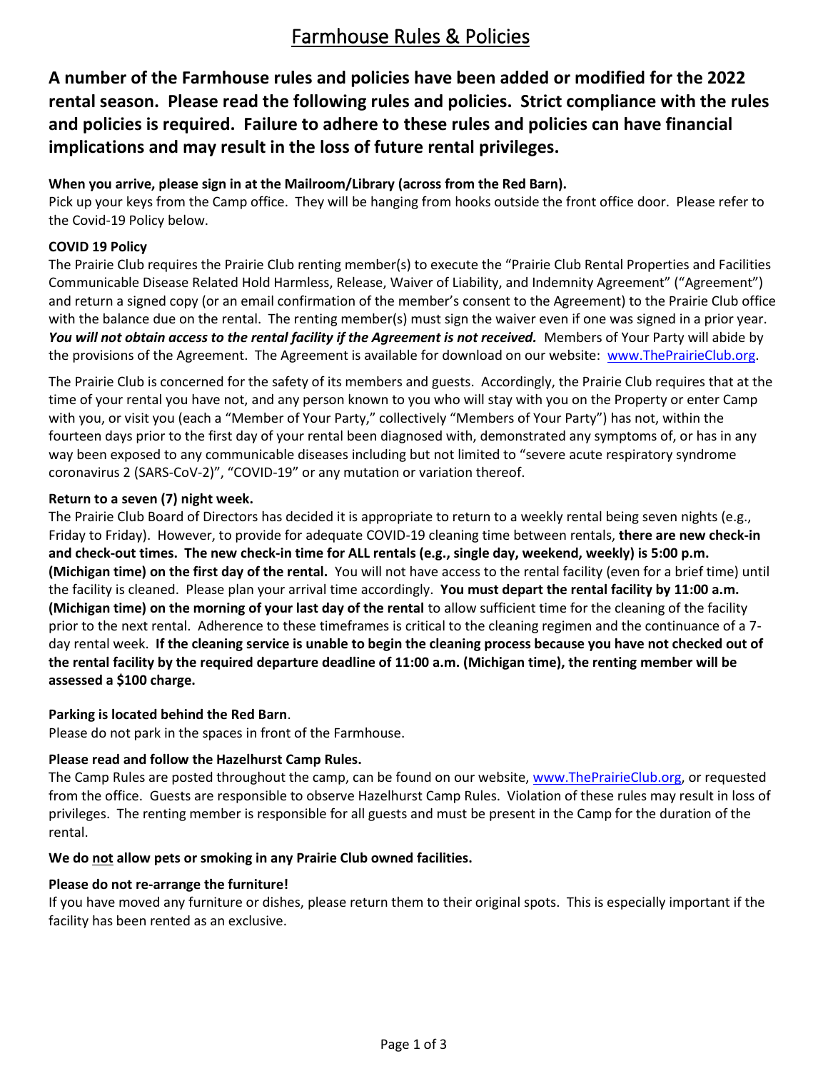# Farmhouse Rules & Policies

**A number of the Farmhouse rules and policies have been added or modified for the 2022 rental season. Please read the following rules and policies. Strict compliance with the rules and policies is required. Failure to adhere to these rules and policies can have financial implications and may result in the loss of future rental privileges.**

**When you arrive, please sign in at the Mailroom/Library (across from the Red Barn).**
Pick up your keys from the Camp office. They will be hanging from hooks outside the front office door. Please refer to the Covid-19 Policy below.

**COVID 19 Policy**
The Prairie Club requires the Prairie Club renting member(s) to execute the "Prairie Club Rental Properties and Facilities Communicable Disease Related Hold Harmless, Release, Waiver of Liability, and Indemnity Agreement" ("Agreement") and return a signed copy (or an email confirmation of the member's consent to the Agreement) to the Prairie Club office with the balance due on the rental. The renting member(s) must sign the waiver even if one was signed in a prior year. ***You will not obtain access to the rental facility if the Agreement is not received.*** Members of Your Party will abide by the provisions of the Agreement. The Agreement is available for download on our website: [www.ThePrairieClub.org](http://www.ThePrairieClub.org).

The Prairie Club is concerned for the safety of its members and guests. Accordingly, the Prairie Club requires that at the time of your rental you have not, and any person known to you who will stay with you on the Property or enter Camp with you, or visit you (each a "Member of Your Party," collectively "Members of Your Party") has not, within the fourteen days prior to the first day of your rental been diagnosed with, demonstrated any symptoms of, or has in any way been exposed to any communicable diseases including but not limited to "severe acute respiratory syndrome coronavirus 2 (SARS-CoV-2)", "COVID-19" or any mutation or variation thereof.

**Return to a seven (7) night week.**
The Prairie Club Board of Directors has decided it is appropriate to return to a weekly rental being seven nights (e.g., Friday to Friday). However, to provide for adequate COVID-19 cleaning time between rentals, **there are new check-in and check-out times. The new check-in time for ALL rentals (e.g., single day, weekend, weekly) is 5:00 p.m. (Michigan time) on the first day of the rental.** You will not have access to the rental facility (even for a brief time) until the facility is cleaned. Please plan your arrival time accordingly. **You must depart the rental facility by 11:00 a.m. (Michigan time) on the morning of your last day of the rental** to allow sufficient time for the cleaning of the facility prior to the next rental. Adherence to these timeframes is critical to the cleaning regimen and the continuance of a 7-day rental week. **If the cleaning service is unable to begin the cleaning process because you have not checked out of the rental facility by the required departure deadline of 11:00 a.m. (Michigan time), the renting member will be assessed a $100 charge.**

**Parking is located behind the Red Barn**.
Please do not park in the spaces in front of the Farmhouse.

**Please read and follow the Hazelhurst Camp Rules.**
The Camp Rules are posted throughout the camp, can be found on our website, [www.ThePrairieClub.org](http://www.ThePrairieClub.org), or requested from the office. Guests are responsible to observe Hazelhurst Camp Rules. Violation of these rules may result in loss of privileges. The renting member is responsible for all guests and must be present in the Camp for the duration of the rental.

**We do not allow pets or smoking in any Prairie Club owned facilities.**

**Please do not re-arrange the furniture!**
If you have moved any furniture or dishes, please return them to their original spots. This is especially important if the facility has been rented as an exclusive.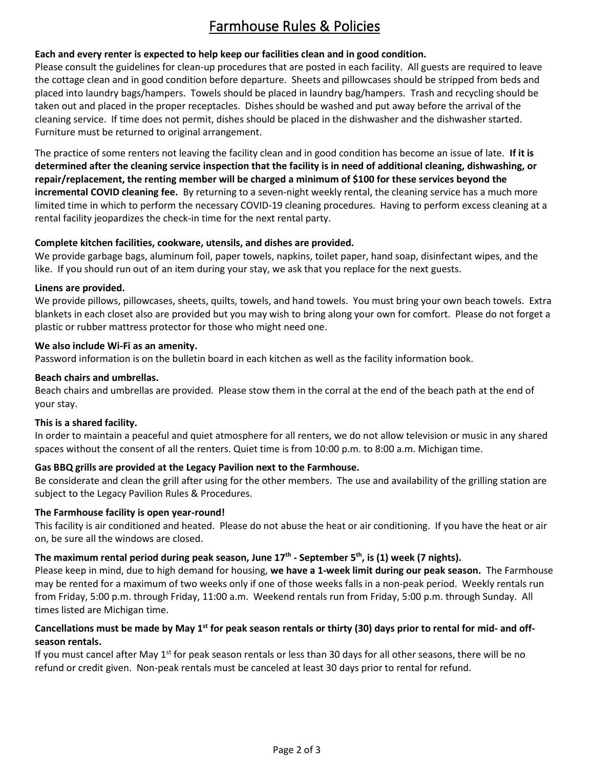# Farmhouse Rules & Policies

**Each and every renter is expected to help keep our facilities clean and in good condition.**

Please consult the guidelines for clean-up procedures that are posted in each facility. All guests are required to leave the cottage clean and in good condition before departure. Sheets and pillowcases should be stripped from beds and placed into laundry bags/hampers. Towels should be placed in laundry bag/hampers. Trash and recycling should be taken out and placed in the proper receptacles. Dishes should be washed and put away before the arrival of the cleaning service. If time does not permit, dishes should be placed in the dishwasher and the dishwasher started. Furniture must be returned to original arrangement.

The practice of some renters not leaving the facility clean and in good condition has become an issue of late. **If it is determined after the cleaning service inspection that the facility is in need of additional cleaning, dishwashing, or repair/replacement, the renting member will be charged a minimum of $100 for these services beyond the incremental COVID cleaning fee.** By returning to a seven-night weekly rental, the cleaning service has a much more limited time in which to perform the necessary COVID-19 cleaning procedures. Having to perform excess cleaning at a rental facility jeopardizes the check-in time for the next rental party.

**Complete kitchen facilities, cookware, utensils, and dishes are provided.**

We provide garbage bags, aluminum foil, paper towels, napkins, toilet paper, hand soap, disinfectant wipes, and the like. If you should run out of an item during your stay, we ask that you replace for the next guests.

**Linens are provided.**

We provide pillows, pillowcases, sheets, quilts, towels, and hand towels. You must bring your own beach towels. Extra blankets in each closet also are provided but you may wish to bring along your own for comfort. Please do not forget a plastic or rubber mattress protector for those who might need one.

**We also include Wi-Fi as an amenity.**

Password information is on the bulletin board in each kitchen as well as the facility information book.

**Beach chairs and umbrellas.**

Beach chairs and umbrellas are provided. Please stow them in the corral at the end of the beach path at the end of your stay.

**This is a shared facility.**

In order to maintain a peaceful and quiet atmosphere for all renters, we do not allow television or music in any shared spaces without the consent of all the renters. Quiet time is from 10:00 p.m. to 8:00 a.m. Michigan time.

**Gas BBQ grills are provided at the Legacy Pavilion next to the Farmhouse.**

Be considerate and clean the grill after using for the other members. The use and availability of the grilling station are subject to the Legacy Pavilion Rules & Procedures.

**The Farmhouse facility is open year-round!**

This facility is air conditioned and heated. Please do not abuse the heat or air conditioning. If you have the heat or air on, be sure all the windows are closed.

**The maximum rental period during peak season, June 17th - September 5th, is (1) week (7 nights).**

Please keep in mind, due to high demand for housing, **we have a 1-week limit during our peak season.** The Farmhouse may be rented for a maximum of two weeks only if one of those weeks falls in a non-peak period. Weekly rentals run from Friday, 5:00 p.m. through Friday, 11:00 a.m. Weekend rentals run from Friday, 5:00 p.m. through Sunday. All times listed are Michigan time.

**Cancellations must be made by May 1st for peak season rentals or thirty (30) days prior to rental for mid- and off-season rentals.**

If you must cancel after May 1st for peak season rentals or less than 30 days for all other seasons, there will be no refund or credit given. Non-peak rentals must be canceled at least 30 days prior to rental for refund.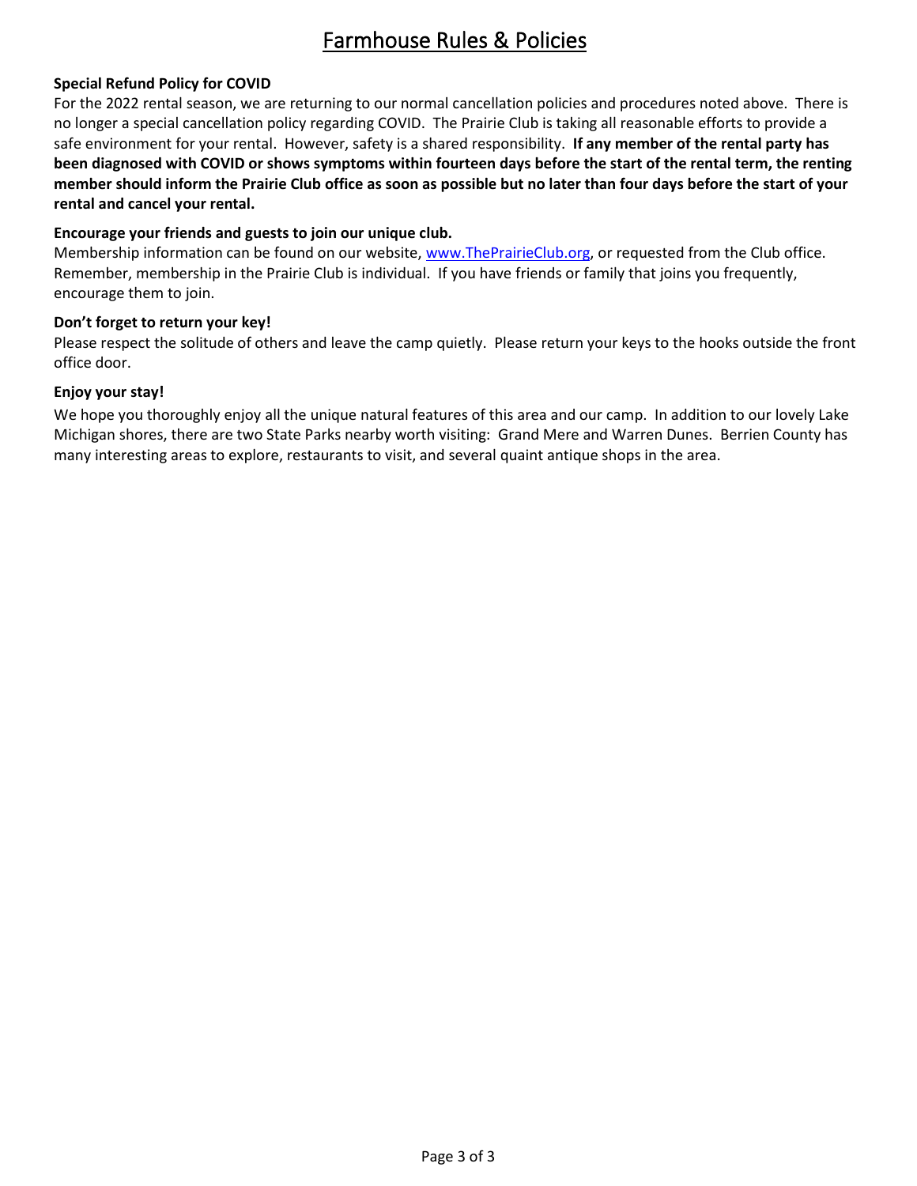# Farmhouse Rules & Policies

**Special Refund Policy for COVID**

For the 2022 rental season, we are returning to our normal cancellation policies and procedures noted above. There is no longer a special cancellation policy regarding COVID. The Prairie Club is taking all reasonable efforts to provide a safe environment for your rental. However, safety is a shared responsibility. **If any member of the rental party has been diagnosed with COVID or shows symptoms within fourteen days before the start of the rental term, the renting member should inform the Prairie Club office as soon as possible but no later than four days before the start of your rental and cancel your rental.**

**Encourage your friends and guests to join our unique club.**

Membership information can be found on our website, [www.ThePrairieClub.org](http://www.ThePrairieClub.org), or requested from the Club office. Remember, membership in the Prairie Club is individual. If you have friends or family that joins you frequently, encourage them to join.

**Don't forget to return your key!**

Please respect the solitude of others and leave the camp quietly. Please return your keys to the hooks outside the front office door.

**Enjoy your stay!**

We hope you thoroughly enjoy all the unique natural features of this area and our camp. In addition to our lovely Lake Michigan shores, there are two State Parks nearby worth visiting: Grand Mere and Warren Dunes. Berrien County has many interesting areas to explore, restaurants to visit, and several quaint antique shops in the area.